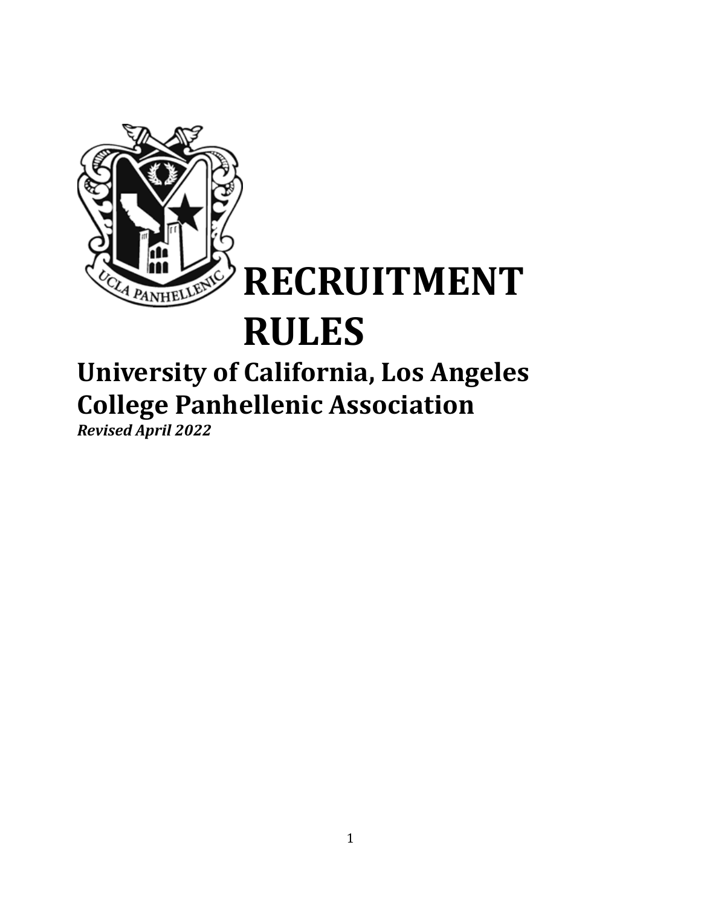# RECRUITMENT RULES

## University of California, Los Angeles
## College Panhellenic Association

***Revised April 2022***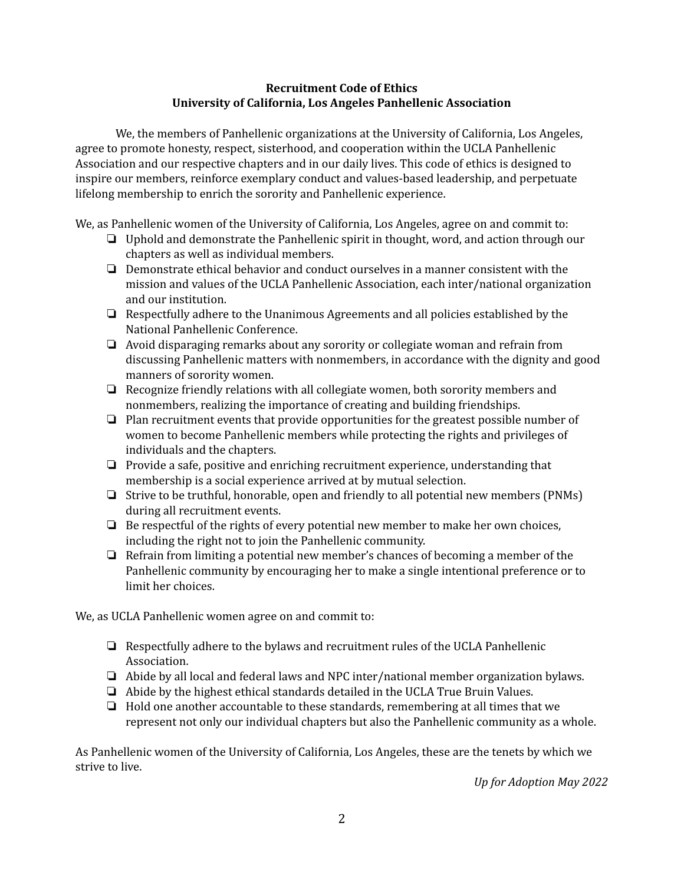**Recruitment Code of Ethics**
**University of California, Los Angeles Panhellenic Association**

We, the members of Panhellenic organizations at the University of California, Los Angeles, agree to promote honesty, respect, sisterhood, and cooperation within the UCLA Panhellenic Association and our respective chapters and in our daily lives. This code of ethics is designed to inspire our members, reinforce exemplary conduct and values-based leadership, and perpetuate lifelong membership to enrich the sorority and Panhellenic experience.

We, as Panhellenic women of the University of California, Los Angeles, agree on and commit to:

- Uphold and demonstrate the Panhellenic spirit in thought, word, and action through our chapters as well as individual members.
- Demonstrate ethical behavior and conduct ourselves in a manner consistent with the mission and values of the UCLA Panhellenic Association, each inter/national organization and our institution.
- Respectfully adhere to the Unanimous Agreements and all policies established by the National Panhellenic Conference.
- Avoid disparaging remarks about any sorority or collegiate woman and refrain from discussing Panhellenic matters with nonmembers, in accordance with the dignity and good manners of sorority women.
- Recognize friendly relations with all collegiate women, both sorority members and nonmembers, realizing the importance of creating and building friendships.
- Plan recruitment events that provide opportunities for the greatest possible number of women to become Panhellenic members while protecting the rights and privileges of individuals and the chapters.
- Provide a safe, positive and enriching recruitment experience, understanding that membership is a social experience arrived at by mutual selection.
- Strive to be truthful, honorable, open and friendly to all potential new members (PNMs) during all recruitment events.
- Be respectful of the rights of every potential new member to make her own choices, including the right not to join the Panhellenic community.
- Refrain from limiting a potential new member's chances of becoming a member of the Panhellenic community by encouraging her to make a single intentional preference or to limit her choices.

We, as UCLA Panhellenic women agree on and commit to:

- Respectfully adhere to the bylaws and recruitment rules of the UCLA Panhellenic Association.
- Abide by all local and federal laws and NPC inter/national member organization bylaws.
- Abide by the highest ethical standards detailed in the UCLA True Bruin Values.
- Hold one another accountable to these standards, remembering at all times that we represent not only our individual chapters but also the Panhellenic community as a whole.

As Panhellenic women of the University of California, Los Angeles, these are the tenets by which we strive to live.

*Up for Adoption May 2022*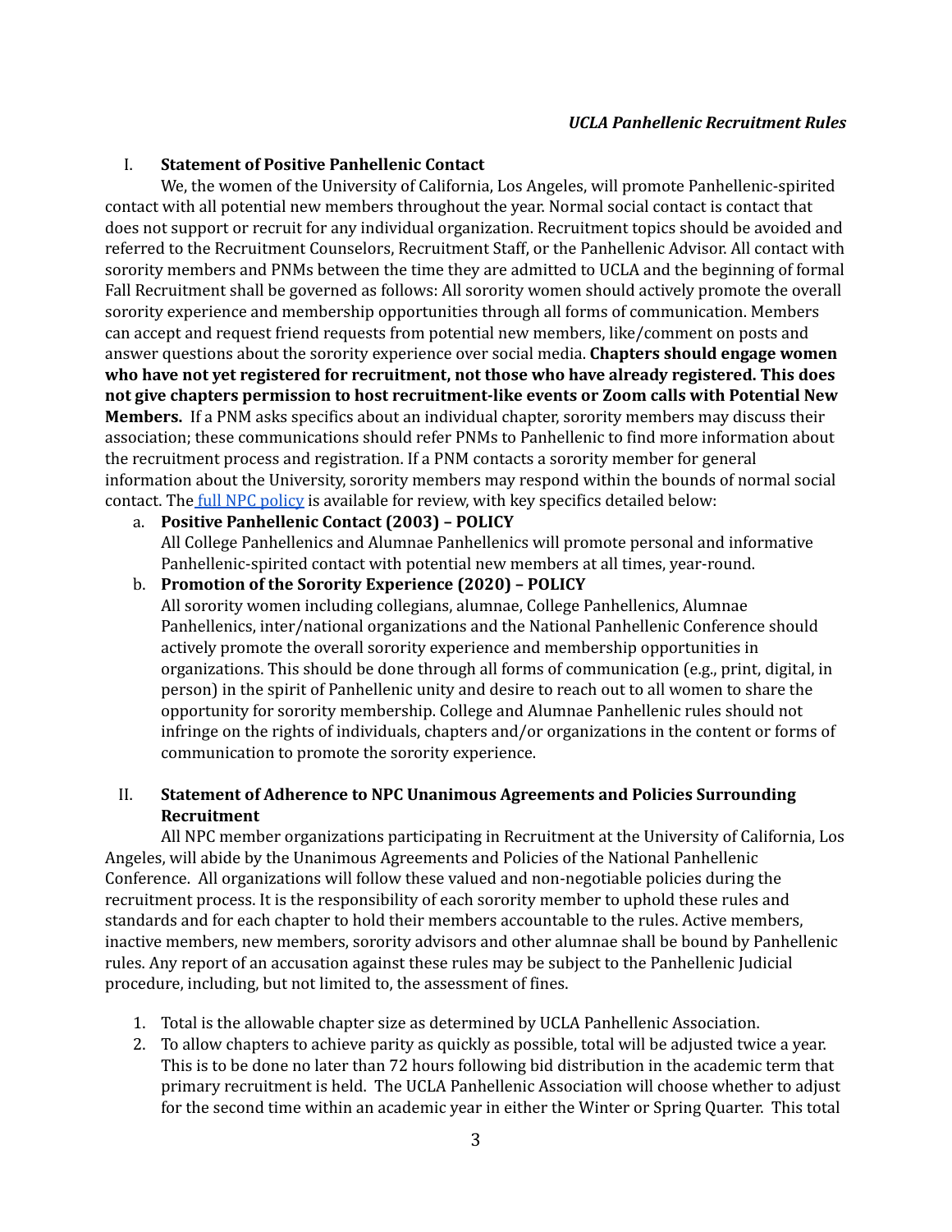I. **Statement of Positive Panhellenic Contact**

We, the women of the University of California, Los Angeles, will promote Panhellenic-spirited contact with all potential new members throughout the year. Normal social contact is contact that does not support or recruit for any individual organization. Recruitment topics should be avoided and referred to the Recruitment Counselors, Recruitment Staff, or the Panhellenic Advisor. All contact with sorority members and PNMs between the time they are admitted to UCLA and the beginning of formal Fall Recruitment shall be governed as follows: All sorority women should actively promote the overall sorority experience and membership opportunities through all forms of communication. Members can accept and request friend requests from potential new members, like/comment on posts and answer questions about the sorority experience over social media. **Chapters should engage women who have not yet registered for recruitment, not those who have already registered. This does not give chapters permission to host recruitment-like events or Zoom calls with Potential New Members.** If a PNM asks specifics about an individual chapter, sorority members may discuss their association; these communications should refer PNMs to Panhellenic to find more information about the recruitment process and registration. If a PNM contacts a sorority member for general information about the University, sorority members may respond within the bounds of normal social contact. The full NPC policy is available for review, with key specifics detailed below:

a. **Positive Panhellenic Contact (2003) – POLICY**
All College Panhellenics and Alumnae Panhellenics will promote personal and informative Panhellenic-spirited contact with potential new members at all times, year-round.

b. **Promotion of the Sorority Experience (2020) – POLICY**
All sorority women including collegians, alumnae, College Panhellenics, Alumnae Panhellenics, inter/national organizations and the National Panhellenic Conference should actively promote the overall sorority experience and membership opportunities in organizations. This should be done through all forms of communication (e.g., print, digital, in person) in the spirit of Panhellenic unity and desire to reach out to all women to share the opportunity for sorority membership. College and Alumnae Panhellenic rules should not infringe on the rights of individuals, chapters and/or organizations in the content or forms of communication to promote the sorority experience.

II. **Statement of Adherence to NPC Unanimous Agreements and Policies Surrounding Recruitment**

All NPC member organizations participating in Recruitment at the University of California, Los Angeles, will abide by the Unanimous Agreements and Policies of the National Panhellenic Conference. All organizations will follow these valued and non-negotiable policies during the recruitment process. It is the responsibility of each sorority member to uphold these rules and standards and for each chapter to hold their members accountable to the rules. Active members, inactive members, new members, sorority advisors and other alumnae shall be bound by Panhellenic rules. Any report of an accusation against these rules may be subject to the Panhellenic Judicial procedure, including, but not limited to, the assessment of fines.

1. Total is the allowable chapter size as determined by UCLA Panhellenic Association.
2. To allow chapters to achieve parity as quickly as possible, total will be adjusted twice a year. This is to be done no later than 72 hours following bid distribution in the academic term that primary recruitment is held. The UCLA Panhellenic Association will choose whether to adjust for the second time within an academic year in either the Winter or Spring Quarter. This total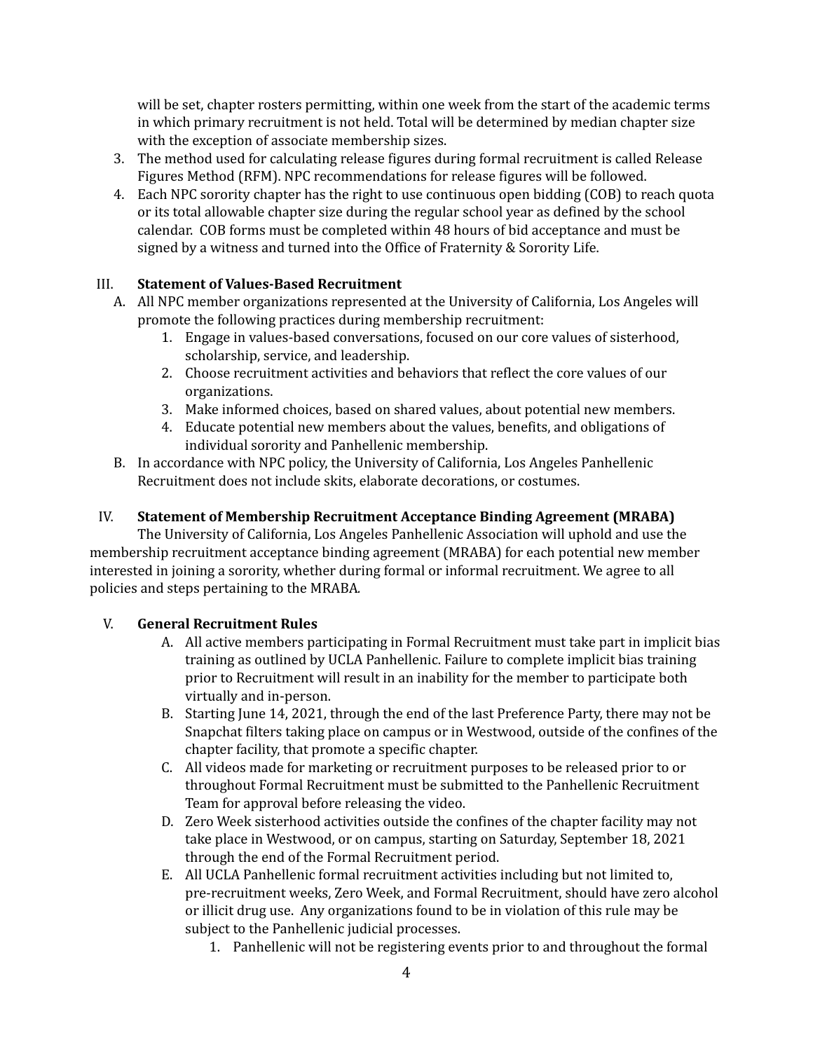will be set, chapter rosters permitting, within one week from the start of the academic terms in which primary recruitment is not held. Total will be determined by median chapter size with the exception of associate membership sizes.

3. The method used for calculating release figures during formal recruitment is called Release Figures Method (RFM). NPC recommendations for release figures will be followed.
4. Each NPC sorority chapter has the right to use continuous open bidding (COB) to reach quota or its total allowable chapter size during the regular school year as defined by the school calendar. COB forms must be completed within 48 hours of bid acceptance and must be signed by a witness and turned into the Office of Fraternity & Sorority Life.

## III. **Statement of Values-Based Recruitment**

A. All NPC member organizations represented at the University of California, Los Angeles will promote the following practices during membership recruitment:
   1. Engage in values-based conversations, focused on our core values of sisterhood, scholarship, service, and leadership.
   2. Choose recruitment activities and behaviors that reflect the core values of our organizations.
   3. Make informed choices, based on shared values, about potential new members.
   4. Educate potential new members about the values, benefits, and obligations of individual sorority and Panhellenic membership.

B. In accordance with NPC policy, the University of California, Los Angeles Panhellenic Recruitment does not include skits, elaborate decorations, or costumes.

## IV. **Statement of Membership Recruitment Acceptance Binding Agreement (MRABA)**

The University of California, Los Angeles Panhellenic Association will uphold and use the membership recruitment acceptance binding agreement (MRABA) for each potential new member interested in joining a sorority, whether during formal or informal recruitment. We agree to all policies and steps pertaining to the MRABA.

## V. **General Recruitment Rules**

A. All active members participating in Formal Recruitment must take part in implicit bias training as outlined by UCLA Panhellenic. Failure to complete implicit bias training prior to Recruitment will result in an inability for the member to participate both virtually and in-person.

B. Starting June 14, 2021, through the end of the last Preference Party, there may not be Snapchat filters taking place on campus or in Westwood, outside of the confines of the chapter facility, that promote a specific chapter.

C. All videos made for marketing or recruitment purposes to be released prior to or throughout Formal Recruitment must be submitted to the Panhellenic Recruitment Team for approval before releasing the video.

D. Zero Week sisterhood activities outside the confines of the chapter facility may not take place in Westwood, or on campus, starting on Saturday, September 18, 2021 through the end of the Formal Recruitment period.

E. All UCLA Panhellenic formal recruitment activities including but not limited to, pre-recruitment weeks, Zero Week, and Formal Recruitment, should have zero alcohol or illicit drug use. Any organizations found to be in violation of this rule may be subject to the Panhellenic judicial processes.
   1. Panhellenic will not be registering events prior to and throughout the formal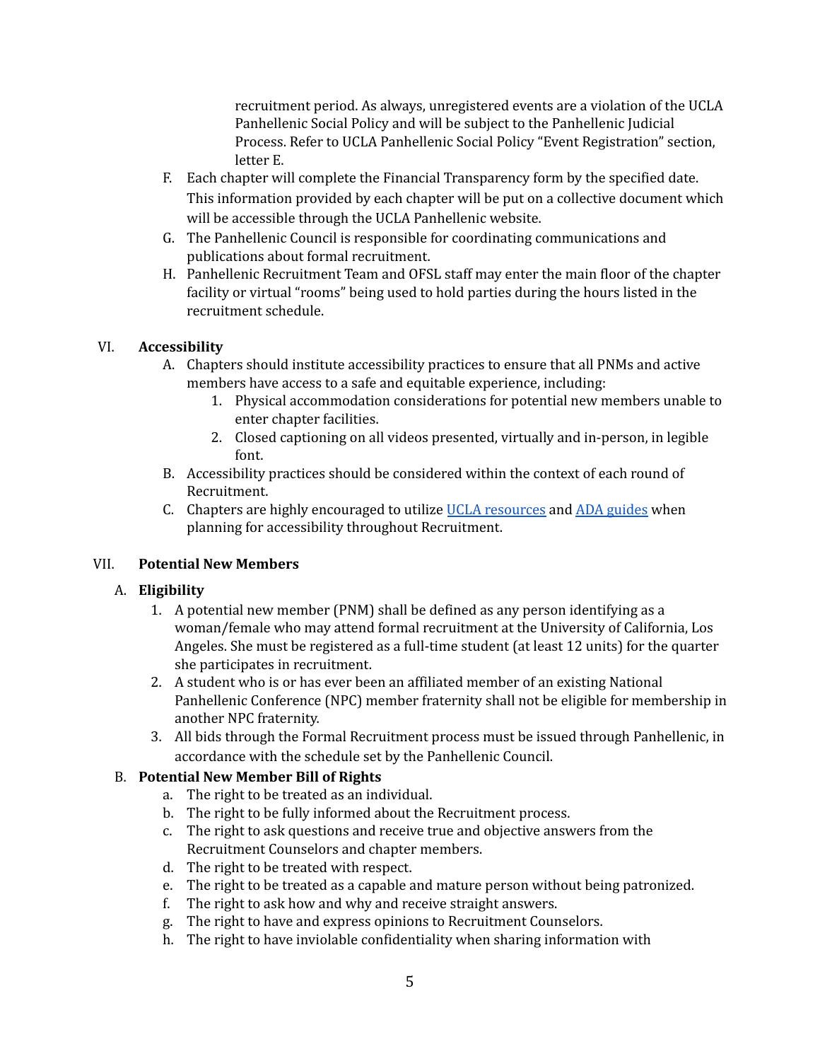recruitment period. As always, unregistered events are a violation of the UCLA Panhellenic Social Policy and will be subject to the Panhellenic Judicial Process. Refer to UCLA Panhellenic Social Policy "Event Registration" section, letter E.

F. Each chapter will complete the Financial Transparency form by the specified date. This information provided by each chapter will be put on a collective document which will be accessible through the UCLA Panhellenic website.

G. The Panhellenic Council is responsible for coordinating communications and publications about formal recruitment.

H. Panhellenic Recruitment Team and OFSL staff may enter the main floor of the chapter facility or virtual "rooms" being used to hold parties during the hours listed in the recruitment schedule.

## VI. **Accessibility**

A. Chapters should institute accessibility practices to ensure that all PNMs and active members have access to a safe and equitable experience, including:
   1. Physical accommodation considerations for potential new members unable to enter chapter facilities.
   2. Closed captioning on all videos presented, virtually and in-person, in legible font.

B. Accessibility practices should be considered within the context of each round of Recruitment.

C. Chapters are highly encouraged to utilize UCLA resources and ADA guides when planning for accessibility throughout Recruitment.

## VII. **Potential New Members**

### A. **Eligibility**

1. A potential new member (PNM) shall be defined as any person identifying as a woman/female who may attend formal recruitment at the University of California, Los Angeles. She must be registered as a full-time student (at least 12 units) for the quarter she participates in recruitment.
2. A student who is or has ever been an affiliated member of an existing National Panhellenic Conference (NPC) member fraternity shall not be eligible for membership in another NPC fraternity.
3. All bids through the Formal Recruitment process must be issued through Panhellenic, in accordance with the schedule set by the Panhellenic Council.

### B. **Potential New Member Bill of Rights**

a. The right to be treated as an individual.

b. The right to be fully informed about the Recruitment process.

c. The right to ask questions and receive true and objective answers from the Recruitment Counselors and chapter members.

d. The right to be treated with respect.

e. The right to be treated as a capable and mature person without being patronized.

f. The right to ask how and why and receive straight answers.

g. The right to have and express opinions to Recruitment Counselors.

h. The right to have inviolable confidentiality when sharing information with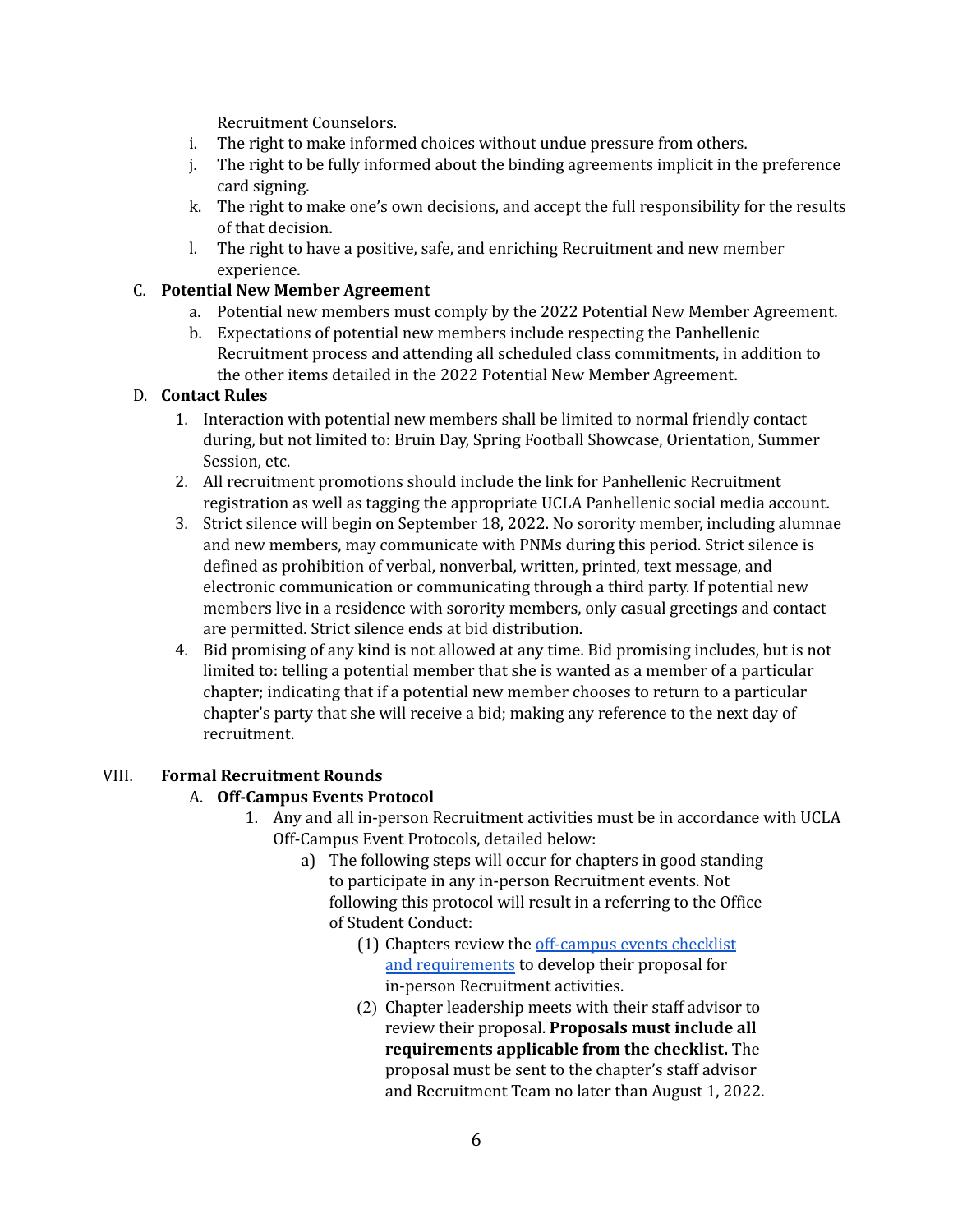Recruitment Counselors.

i. The right to make informed choices without undue pressure from others.
j. The right to be fully informed about the binding agreements implicit in the preference card signing.
k. The right to make one's own decisions, and accept the full responsibility for the results of that decision.
l. The right to have a positive, safe, and enriching Recruitment and new member experience.

C. **Potential New Member Agreement**

a. Potential new members must comply by the 2022 Potential New Member Agreement.
b. Expectations of potential new members include respecting the Panhellenic Recruitment process and attending all scheduled class commitments, in addition to the other items detailed in the 2022 Potential New Member Agreement.

D. **Contact Rules**

1. Interaction with potential new members shall be limited to normal friendly contact during, but not limited to: Bruin Day, Spring Football Showcase, Orientation, Summer Session, etc.
2. All recruitment promotions should include the link for Panhellenic Recruitment registration as well as tagging the appropriate UCLA Panhellenic social media account.
3. Strict silence will begin on September 18, 2022. No sorority member, including alumnae and new members, may communicate with PNMs during this period. Strict silence is defined as prohibition of verbal, nonverbal, written, printed, text message, and electronic communication or communicating through a third party. If potential new members live in a residence with sorority members, only casual greetings and contact are permitted. Strict silence ends at bid distribution.
4. Bid promising of any kind is not allowed at any time. Bid promising includes, but is not limited to: telling a potential member that she is wanted as a member of a particular chapter; indicating that if a potential new member chooses to return to a particular chapter's party that she will receive a bid; making any reference to the next day of recruitment.

## VIII. Formal Recruitment Rounds

A. **Off-Campus Events Protocol**

1. Any and all in-person Recruitment activities must be in accordance with UCLA Off-Campus Event Protocols, detailed below:
   a) The following steps will occur for chapters in good standing to participate in any in-person Recruitment events. Not following this protocol will result in a referring to the Office of Student Conduct:
      (1) Chapters review the [off-campus events checklist and requirements]() to develop their proposal for in-person Recruitment activities.
      (2) Chapter leadership meets with their staff advisor to review their proposal. **Proposals must include all requirements applicable from the checklist.** The proposal must be sent to the chapter's staff advisor and Recruitment Team no later than August 1, 2022.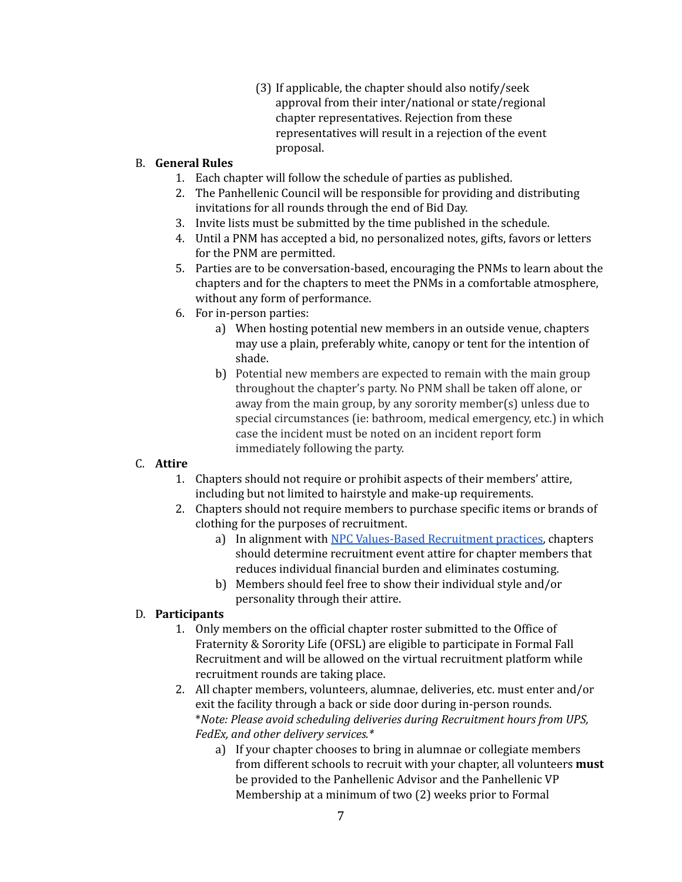(3) If applicable, the chapter should also notify/seek approval from their inter/national or state/regional chapter representatives. Rejection from these representatives will result in a rejection of the event proposal.

B. **General Rules**

1. Each chapter will follow the schedule of parties as published.
2. The Panhellenic Council will be responsible for providing and distributing invitations for all rounds through the end of Bid Day.
3. Invite lists must be submitted by the time published in the schedule.
4. Until a PNM has accepted a bid, no personalized notes, gifts, favors or letters for the PNM are permitted.
5. Parties are to be conversation-based, encouraging the PNMs to learn about the chapters and for the chapters to meet the PNMs in a comfortable atmosphere, without any form of performance.
6. For in-person parties:
   a) When hosting potential new members in an outside venue, chapters may use a plain, preferably white, canopy or tent for the intention of shade.
   b) Potential new members are expected to remain with the main group throughout the chapter's party. No PNM shall be taken off alone, or away from the main group, by any sorority member(s) unless due to special circumstances (ie: bathroom, medical emergency, etc.) in which case the incident must be noted on an incident report form immediately following the party.

C. **Attire**

1. Chapters should not require or prohibit aspects of their members' attire, including but not limited to hairstyle and make-up requirements.
2. Chapters should not require members to purchase specific items or brands of clothing for the purposes of recruitment.
   a) In alignment with [NPC Values-Based Recruitment practices](), chapters should determine recruitment event attire for chapter members that reduces individual financial burden and eliminates costuming.
   b) Members should feel free to show their individual style and/or personality through their attire.

D. **Participants**

1. Only members on the official chapter roster submitted to the Office of Fraternity & Sorority Life (OFSL) are eligible to participate in Formal Fall Recruitment and will be allowed on the virtual recruitment platform while recruitment rounds are taking place.
2. All chapter members, volunteers, alumnae, deliveries, etc. must enter and/or exit the facility through a back or side door during in-person rounds. *\*Note: Please avoid scheduling deliveries during Recruitment hours from UPS, FedEx, and other delivery services.\**
   a) If your chapter chooses to bring in alumnae or collegiate members from different schools to recruit with your chapter, all volunteers **must** be provided to the Panhellenic Advisor and the Panhellenic VP Membership at a minimum of two (2) weeks prior to Formal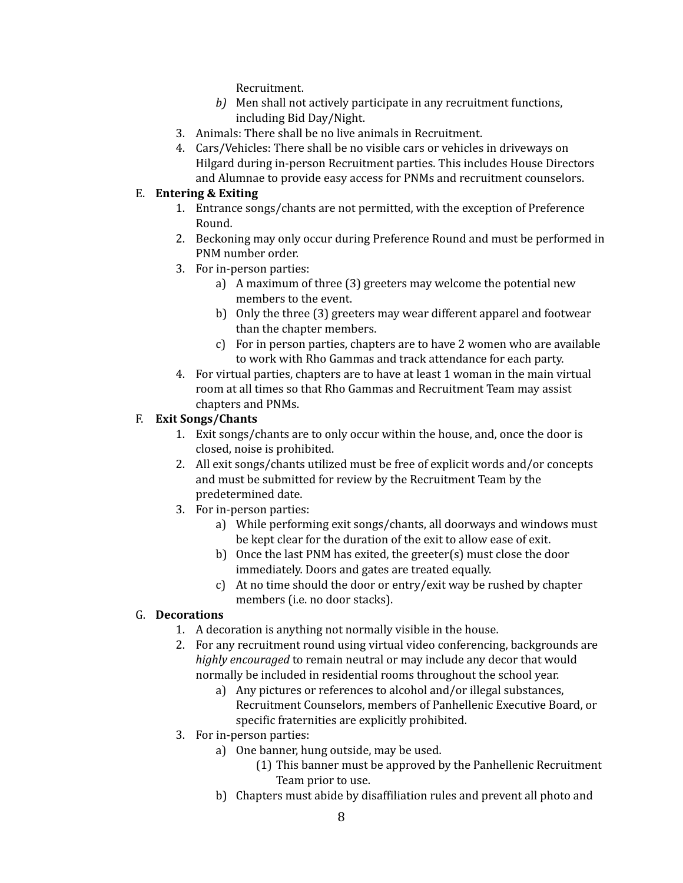Recruitment.

b) Men shall not actively participate in any recruitment functions, including Bid Day/Night.

3. Animals: There shall be no live animals in Recruitment.
4. Cars/Vehicles: There shall be no visible cars or vehicles in driveways on Hilgard during in-person Recruitment parties. This includes House Directors and Alumnae to provide easy access for PNMs and recruitment counselors.

E. **Entering & Exiting**

1. Entrance songs/chants are not permitted, with the exception of Preference Round.
2. Beckoning may only occur during Preference Round and must be performed in PNM number order.
3. For in-person parties:
    a) A maximum of three (3) greeters may welcome the potential new members to the event.
    b) Only the three (3) greeters may wear different apparel and footwear than the chapter members.
    c) For in person parties, chapters are to have 2 women who are available to work with Rho Gammas and track attendance for each party.
4. For virtual parties, chapters are to have at least 1 woman in the main virtual room at all times so that Rho Gammas and Recruitment Team may assist chapters and PNMs.

F. **Exit Songs/Chants**

1. Exit songs/chants are to only occur within the house, and, once the door is closed, noise is prohibited.
2. All exit songs/chants utilized must be free of explicit words and/or concepts and must be submitted for review by the Recruitment Team by the predetermined date.
3. For in-person parties:
    a) While performing exit songs/chants, all doorways and windows must be kept clear for the duration of the exit to allow ease of exit.
    b) Once the last PNM has exited, the greeter(s) must close the door immediately. Doors and gates are treated equally.
    c) At no time should the door or entry/exit way be rushed by chapter members (i.e. no door stacks).

G. **Decorations**

1. A decoration is anything not normally visible in the house.
2. For any recruitment round using virtual video conferencing, backgrounds are *highly encouraged* to remain neutral or may include any decor that would normally be included in residential rooms throughout the school year.
    a) Any pictures or references to alcohol and/or illegal substances, Recruitment Counselors, members of Panhellenic Executive Board, or specific fraternities are explicitly prohibited.
3. For in-person parties:
    a) One banner, hung outside, may be used.
        (1) This banner must be approved by the Panhellenic Recruitment Team prior to use.
    b) Chapters must abide by disaffiliation rules and prevent all photo and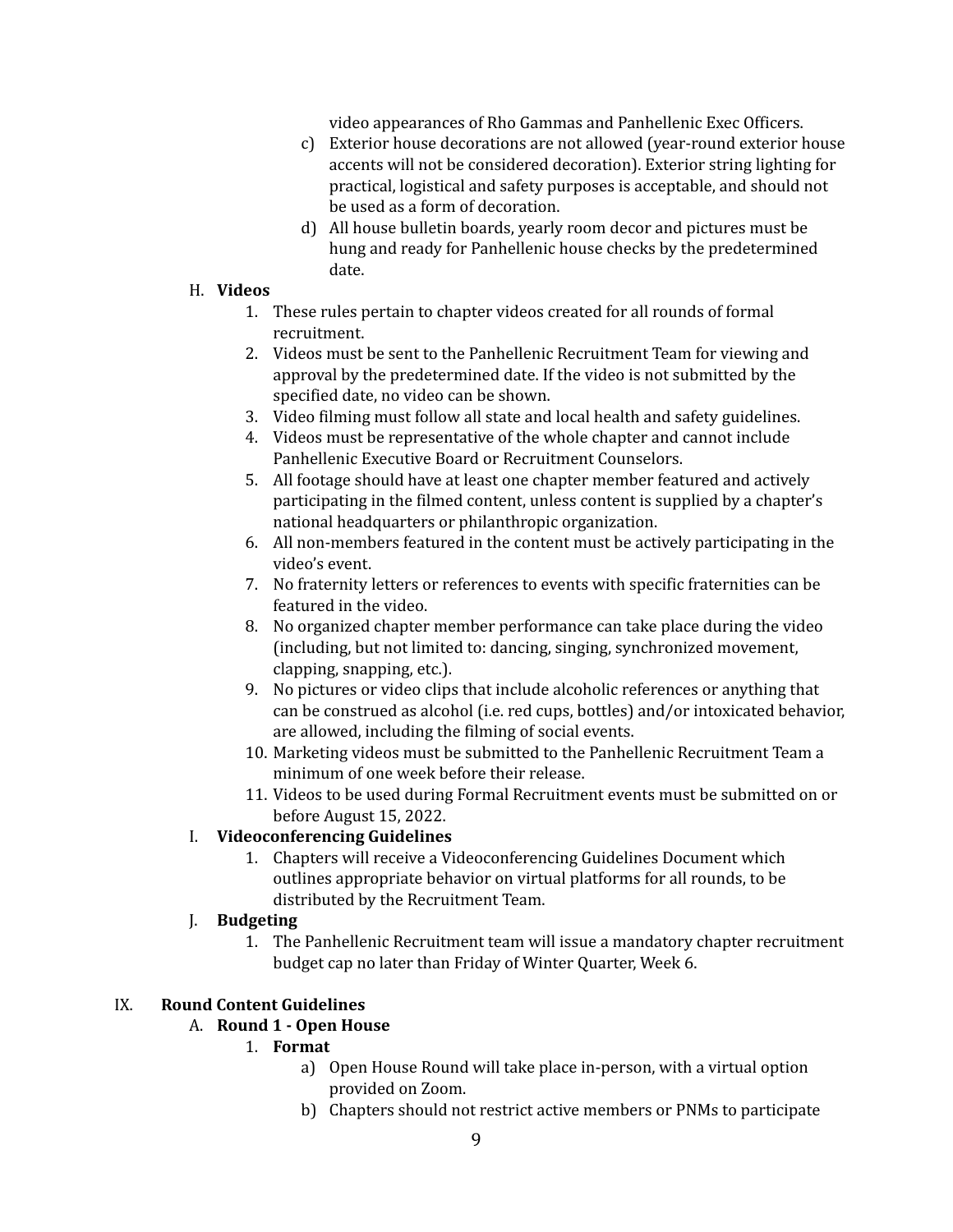video appearances of Rho Gammas and Panhellenic Exec Officers.

c) Exterior house decorations are not allowed (year-round exterior house accents will not be considered decoration). Exterior string lighting for practical, logistical and safety purposes is acceptable, and should not be used as a form of decoration.

d) All house bulletin boards, yearly room decor and pictures must be hung and ready for Panhellenic house checks by the predetermined date.

H. **Videos**

1. These rules pertain to chapter videos created for all rounds of formal recruitment.
2. Videos must be sent to the Panhellenic Recruitment Team for viewing and approval by the predetermined date. If the video is not submitted by the specified date, no video can be shown.
3. Video filming must follow all state and local health and safety guidelines.
4. Videos must be representative of the whole chapter and cannot include Panhellenic Executive Board or Recruitment Counselors.
5. All footage should have at least one chapter member featured and actively participating in the filmed content, unless content is supplied by a chapter's national headquarters or philanthropic organization.
6. All non-members featured in the content must be actively participating in the video's event.
7. No fraternity letters or references to events with specific fraternities can be featured in the video.
8. No organized chapter member performance can take place during the video (including, but not limited to: dancing, singing, synchronized movement, clapping, snapping, etc.).
9. No pictures or video clips that include alcoholic references or anything that can be construed as alcohol (i.e. red cups, bottles) and/or intoxicated behavior, are allowed, including the filming of social events.
10. Marketing videos must be submitted to the Panhellenic Recruitment Team a minimum of one week before their release.
11. Videos to be used during Formal Recruitment events must be submitted on or before August 15, 2022.

I. **Videoconferencing Guidelines**

1. Chapters will receive a Videoconferencing Guidelines Document which outlines appropriate behavior on virtual platforms for all rounds, to be distributed by the Recruitment Team.

J. **Budgeting**

1. The Panhellenic Recruitment team will issue a mandatory chapter recruitment budget cap no later than Friday of Winter Quarter, Week 6.

## IX. Round Content Guidelines

A. **Round 1 - Open House**

1. **Format**

a) Open House Round will take place in-person, with a virtual option provided on Zoom.

b) Chapters should not restrict active members or PNMs to participate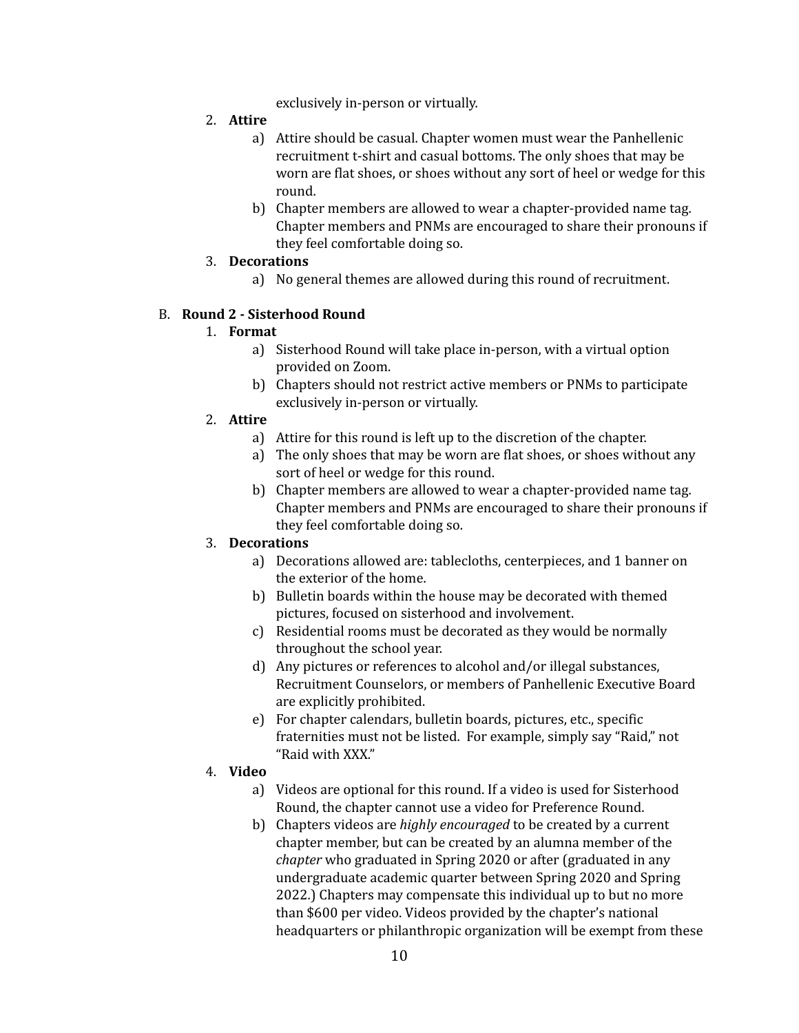exclusively in-person or virtually.

2. **Attire**
    a) Attire should be casual. Chapter women must wear the Panhellenic recruitment t-shirt and casual bottoms. The only shoes that may be worn are flat shoes, or shoes without any sort of heel or wedge for this round.
    b) Chapter members are allowed to wear a chapter-provided name tag. Chapter members and PNMs are encouraged to share their pronouns if they feel comfortable doing so.
3. **Decorations**
    a) No general themes are allowed during this round of recruitment.

B. **Round 2 - Sisterhood Round**

1. **Format**
    a) Sisterhood Round will take place in-person, with a virtual option provided on Zoom.
    b) Chapters should not restrict active members or PNMs to participate exclusively in-person or virtually.
2. **Attire**
    a) Attire for this round is left up to the discretion of the chapter.
    a) The only shoes that may be worn are flat shoes, or shoes without any sort of heel or wedge for this round.
    b) Chapter members are allowed to wear a chapter-provided name tag. Chapter members and PNMs are encouraged to share their pronouns if they feel comfortable doing so.
3. **Decorations**
    a) Decorations allowed are: tablecloths, centerpieces, and 1 banner on the exterior of the home.
    b) Bulletin boards within the house may be decorated with themed pictures, focused on sisterhood and involvement.
    c) Residential rooms must be decorated as they would be normally throughout the school year.
    d) Any pictures or references to alcohol and/or illegal substances, Recruitment Counselors, or members of Panhellenic Executive Board are explicitly prohibited.
    e) For chapter calendars, bulletin boards, pictures, etc., specific fraternities must not be listed. For example, simply say "Raid," not "Raid with XXX."
4. **Video**
    a) Videos are optional for this round. If a video is used for Sisterhood Round, the chapter cannot use a video for Preference Round.
    b) Chapters videos are *highly encouraged* to be created by a current chapter member, but can be created by an alumna member of the *chapter* who graduated in Spring 2020 or after (graduated in any undergraduate academic quarter between Spring 2020 and Spring 2022.) Chapters may compensate this individual up to but no more than $600 per video. Videos provided by the chapter's national headquarters or philanthropic organization will be exempt from these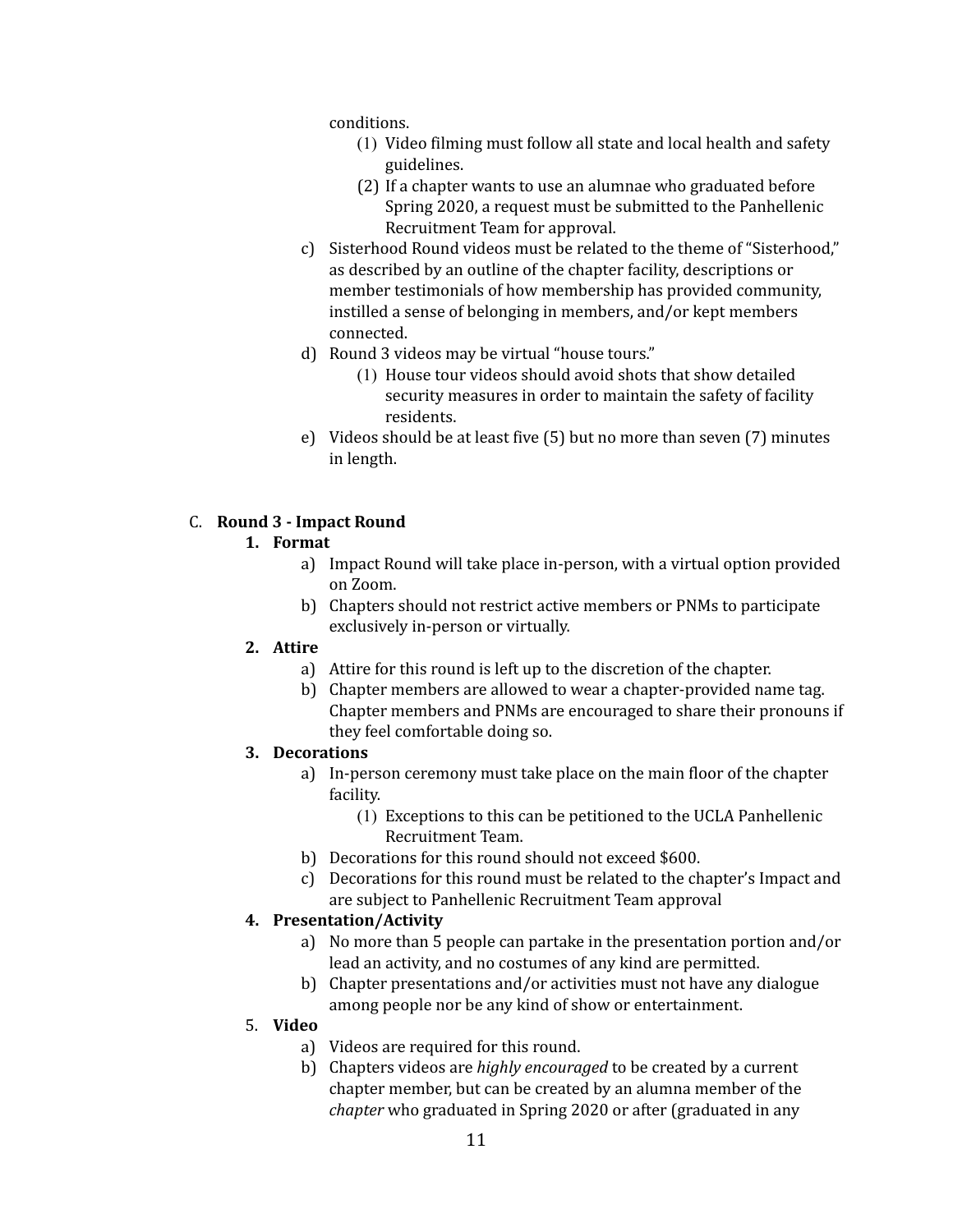conditions.

(1) Video filming must follow all state and local health and safety guidelines.

(2) If a chapter wants to use an alumnae who graduated before Spring 2020, a request must be submitted to the Panhellenic Recruitment Team for approval.

c) Sisterhood Round videos must be related to the theme of "Sisterhood," as described by an outline of the chapter facility, descriptions or member testimonials of how membership has provided community, instilled a sense of belonging in members, and/or kept members connected.

d) Round 3 videos may be virtual "house tours."

(1) House tour videos should avoid shots that show detailed security measures in order to maintain the safety of facility residents.

e) Videos should be at least five (5) but no more than seven (7) minutes in length.

C. **Round 3 - Impact Round**

1. **Format**

a) Impact Round will take place in-person, with a virtual option provided on Zoom.

b) Chapters should not restrict active members or PNMs to participate exclusively in-person or virtually.

2. **Attire**

a) Attire for this round is left up to the discretion of the chapter.

b) Chapter members are allowed to wear a chapter-provided name tag. Chapter members and PNMs are encouraged to share their pronouns if they feel comfortable doing so.

3. **Decorations**

a) In-person ceremony must take place on the main floor of the chapter facility.

(1) Exceptions to this can be petitioned to the UCLA Panhellenic Recruitment Team.

b) Decorations for this round should not exceed $600.

c) Decorations for this round must be related to the chapter's Impact and are subject to Panhellenic Recruitment Team approval

4. **Presentation/Activity**

a) No more than 5 people can partake in the presentation portion and/or lead an activity, and no costumes of any kind are permitted.

b) Chapter presentations and/or activities must not have any dialogue among people nor be any kind of show or entertainment.

5. **Video**

a) Videos are required for this round.

b) Chapters videos are *highly encouraged* to be created by a current chapter member, but can be created by an alumna member of the *chapter* who graduated in Spring 2020 or after (graduated in any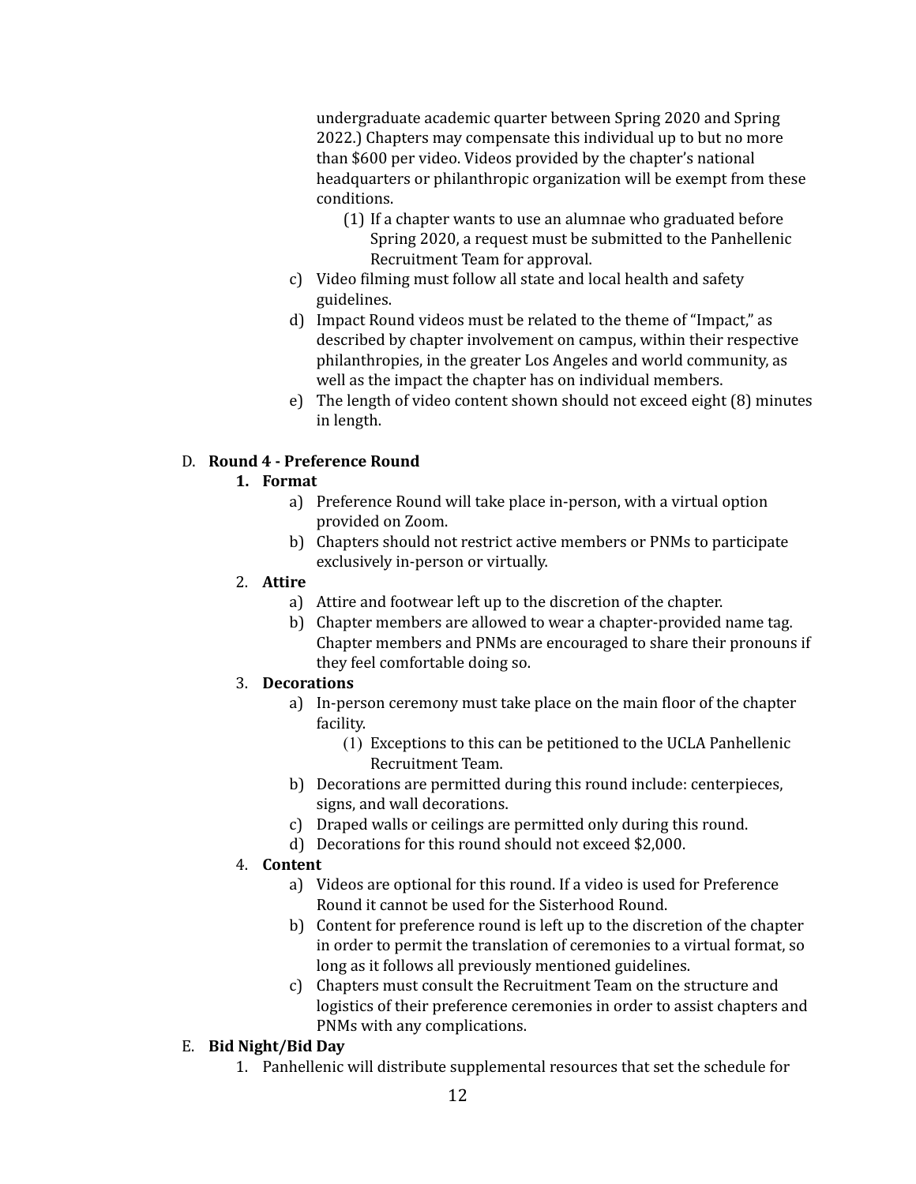undergraduate academic quarter between Spring 2020 and Spring 2022.) Chapters may compensate this individual up to but no more than $600 per video. Videos provided by the chapter's national headquarters or philanthropic organization will be exempt from these conditions.

   (1) If a chapter wants to use an alumnae who graduated before Spring 2020, a request must be submitted to the Panhellenic Recruitment Team for approval.

c) Video filming must follow all state and local health and safety guidelines.

d) Impact Round videos must be related to the theme of "Impact," as described by chapter involvement on campus, within their respective philanthropies, in the greater Los Angeles and world community, as well as the impact the chapter has on individual members.

e) The length of video content shown should not exceed eight (8) minutes in length.

D. **Round 4 - Preference Round**

1. **Format**
   a) Preference Round will take place in-person, with a virtual option provided on Zoom.
   b) Chapters should not restrict active members or PNMs to participate exclusively in-person or virtually.

2. **Attire**
   a) Attire and footwear left up to the discretion of the chapter.
   b) Chapter members are allowed to wear a chapter-provided name tag. Chapter members and PNMs are encouraged to share their pronouns if they feel comfortable doing so.

3. **Decorations**
   a) In-person ceremony must take place on the main floor of the chapter facility.
      (1) Exceptions to this can be petitioned to the UCLA Panhellenic Recruitment Team.
   b) Decorations are permitted during this round include: centerpieces, signs, and wall decorations.
   c) Draped walls or ceilings are permitted only during this round.
   d) Decorations for this round should not exceed $2,000.

4. **Content**
   a) Videos are optional for this round. If a video is used for Preference Round it cannot be used for the Sisterhood Round.
   b) Content for preference round is left up to the discretion of the chapter in order to permit the translation of ceremonies to a virtual format, so long as it follows all previously mentioned guidelines.
   c) Chapters must consult the Recruitment Team on the structure and logistics of their preference ceremonies in order to assist chapters and PNMs with any complications.

E. **Bid Night/Bid Day**

1. Panhellenic will distribute supplemental resources that set the schedule for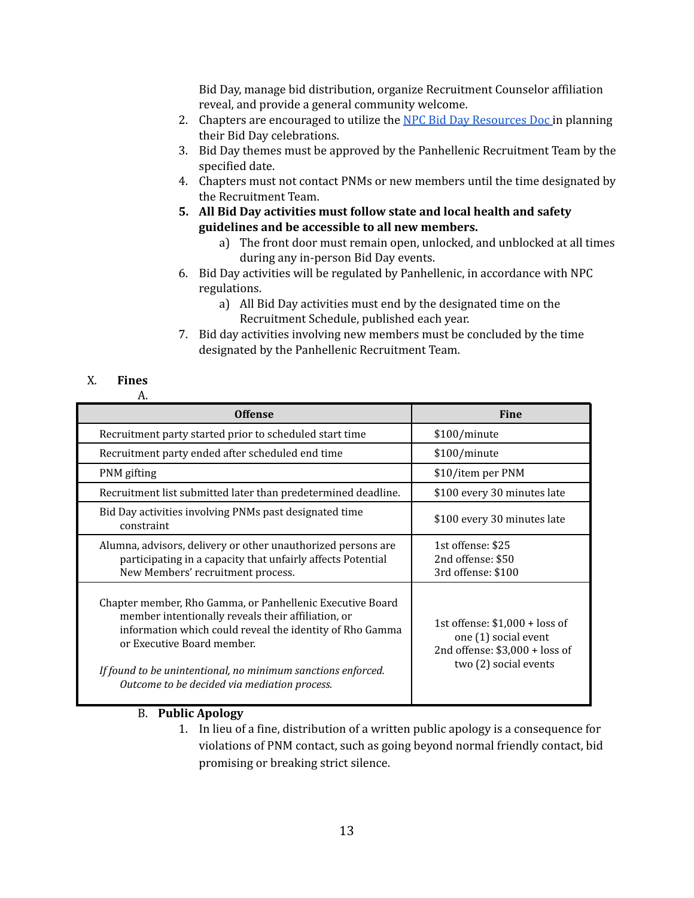Bid Day, manage bid distribution, organize Recruitment Counselor affiliation reveal, and provide a general community welcome.

2. Chapters are encouraged to utilize the [NPC Bid Day Resources Doc](#) in planning their Bid Day celebrations.
3. Bid Day themes must be approved by the Panhellenic Recruitment Team by the specified date.
4. Chapters must not contact PNMs or new members until the time designated by the Recruitment Team.
5. **All Bid Day activities must follow state and local health and safety guidelines and be accessible to all new members.**
   a) The front door must remain open, unlocked, and unblocked at all times during any in-person Bid Day events.
6. Bid Day activities will be regulated by Panhellenic, in accordance with NPC regulations.
   a) All Bid Day activities must end by the designated time on the Recruitment Schedule, published each year.
7. Bid day activities involving new members must be concluded by the time designated by the Panhellenic Recruitment Team.

X. **Fines**

A.

| Offense | Fine |
| --- | --- |
| Recruitment party started prior to scheduled start time | $100/minute |
| Recruitment party ended after scheduled end time | $100/minute |
| PNM gifting | $10/item per PNM |
| Recruitment list submitted later than predetermined deadline. | $100 every 30 minutes late |
| Bid Day activities involving PNMs past designated time constraint | $100 every 30 minutes late |
| Alumna, advisors, delivery or other unauthorized persons are participating in a capacity that unfairly affects Potential New Members' recruitment process. | 1st offense: $25<br>2nd offense: $50<br>3rd offense: $100 |
| Chapter member, Rho Gamma, or Panhellenic Executive Board member intentionally reveals their affiliation, or information which could reveal the identity of Rho Gamma or Executive Board member.<br><br>*If found to be unintentional, no minimum sanctions enforced. Outcome to be decided via mediation process.* | 1st offense: $1,000 + loss of one (1) social event<br>2nd offense: $3,000 + loss of two (2) social events |

B. **Public Apology**

1. In lieu of a fine, distribution of a written public apology is a consequence for violations of PNM contact, such as going beyond normal friendly contact, bid promising or breaking strict silence.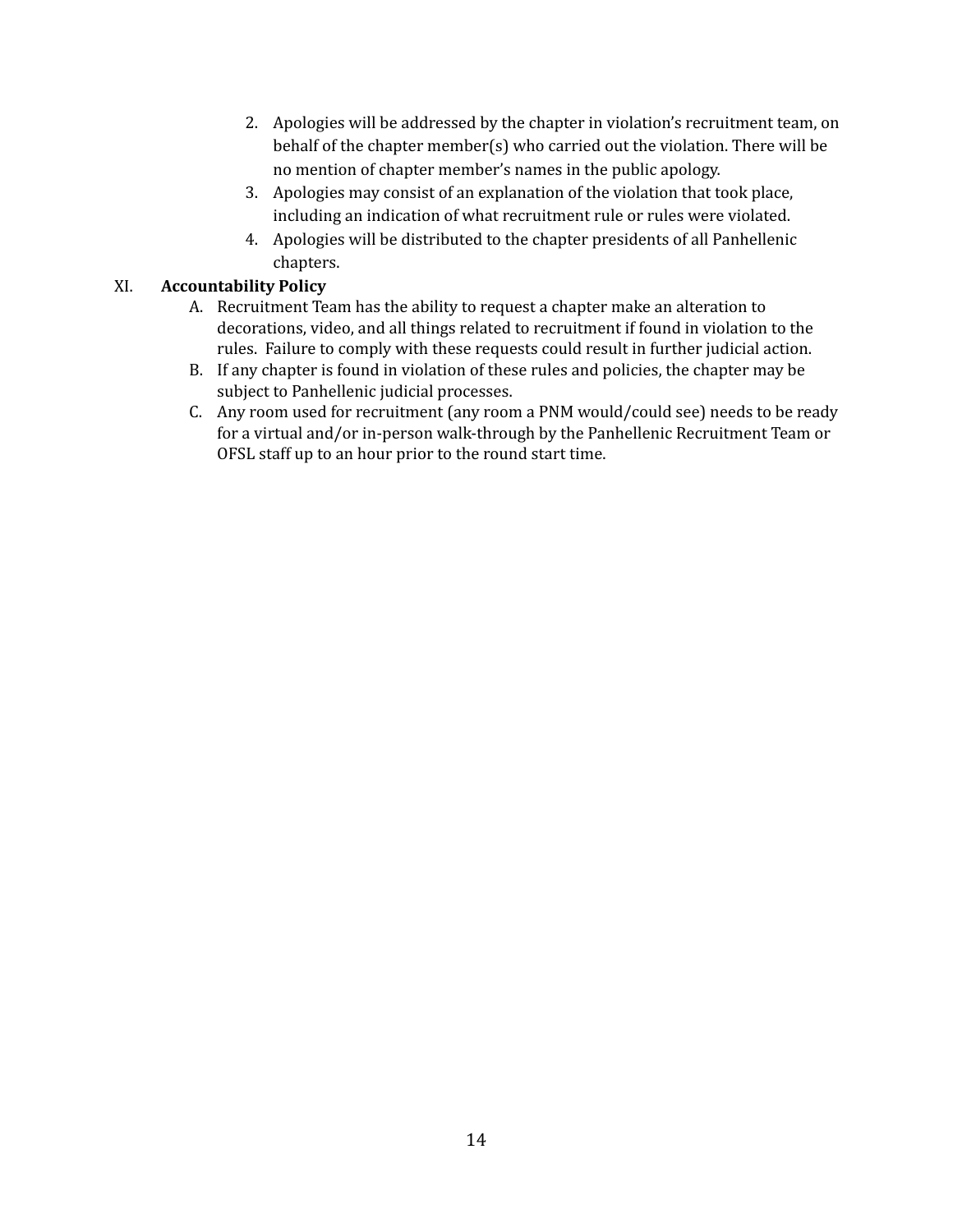2. Apologies will be addressed by the chapter in violation's recruitment team, on behalf of the chapter member(s) who carried out the violation. There will be no mention of chapter member's names in the public apology.
3. Apologies may consist of an explanation of the violation that took place, including an indication of what recruitment rule or rules were violated.
4. Apologies will be distributed to the chapter presidents of all Panhellenic chapters.

XI. **Accountability Policy**

A. Recruitment Team has the ability to request a chapter make an alteration to decorations, video, and all things related to recruitment if found in violation to the rules. Failure to comply with these requests could result in further judicial action.

B. If any chapter is found in violation of these rules and policies, the chapter may be subject to Panhellenic judicial processes.

C. Any room used for recruitment (any room a PNM would/could see) needs to be ready for a virtual and/or in-person walk-through by the Panhellenic Recruitment Team or OFSL staff up to an hour prior to the round start time.